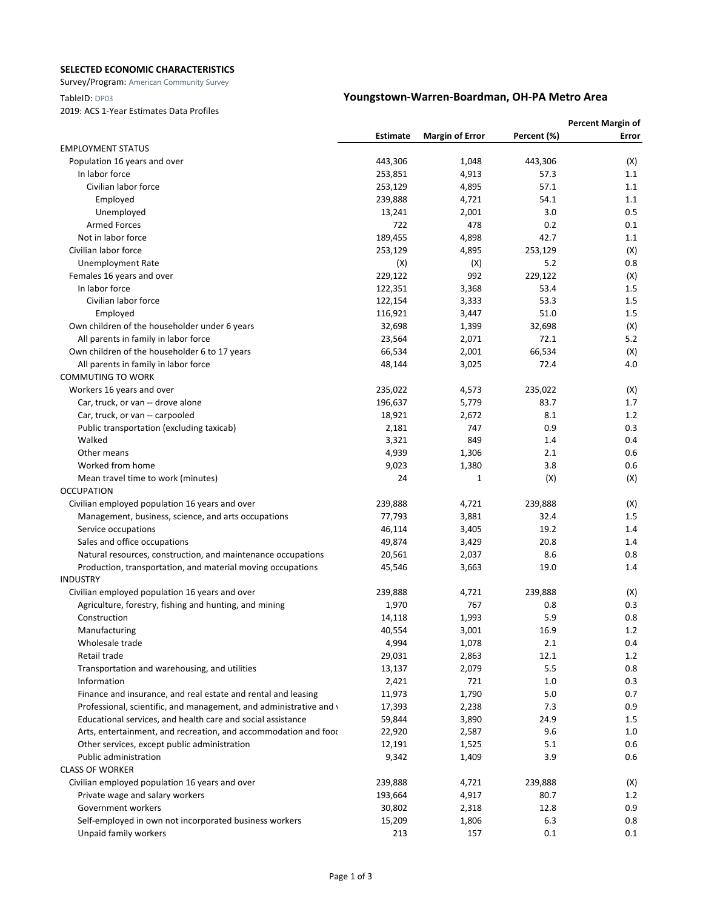**SELECTED ECONOMIC CHARACTERISTICS**

Survey/Program: American Community Survey

TableID: DP03

2019: ACS 1-Year Estimates Data Profiles

## Youngstown-Warren-Boardman, OH-PA Metro Area

| | Estimate | Margin of Error | Percent (%) | Percent Margin of Error |
|---|---|---|---|---|
| EMPLOYMENT STATUS | | | | |
| Population 16 years and over | 443,306 | 1,048 | 443,306 | (X) |
| In labor force | 253,851 | 4,913 | 57.3 | 1.1 |
| Civilian labor force | 253,129 | 4,895 | 57.1 | 1.1 |
| Employed | 239,888 | 4,721 | 54.1 | 1.1 |
| Unemployed | 13,241 | 2,001 | 3.0 | 0.5 |
| Armed Forces | 722 | 478 | 0.2 | 0.1 |
| Not in labor force | 189,455 | 4,898 | 42.7 | 1.1 |
| Civilian labor force | 253,129 | 4,895 | 253,129 | (X) |
| Unemployment Rate | (X) | (X) | 5.2 | 0.8 |
| Females 16 years and over | 229,122 | 992 | 229,122 | (X) |
| In labor force | 122,351 | 3,368 | 53.4 | 1.5 |
| Civilian labor force | 122,154 | 3,333 | 53.3 | 1.5 |
| Employed | 116,921 | 3,447 | 51.0 | 1.5 |
| Own children of the householder under 6 years | 32,698 | 1,399 | 32,698 | (X) |
| All parents in family in labor force | 23,564 | 2,071 | 72.1 | 5.2 |
| Own children of the householder 6 to 17 years | 66,534 | 2,001 | 66,534 | (X) |
| All parents in family in labor force | 48,144 | 3,025 | 72.4 | 4.0 |
| COMMUTING TO WORK | | | | |
| Workers 16 years and over | 235,022 | 4,573 | 235,022 | (X) |
| Car, truck, or van -- drove alone | 196,637 | 5,779 | 83.7 | 1.7 |
| Car, truck, or van -- carpooled | 18,921 | 2,672 | 8.1 | 1.2 |
| Public transportation (excluding taxicab) | 2,181 | 747 | 0.9 | 0.3 |
| Walked | 3,321 | 849 | 1.4 | 0.4 |
| Other means | 4,939 | 1,306 | 2.1 | 0.6 |
| Worked from home | 9,023 | 1,380 | 3.8 | 0.6 |
| Mean travel time to work (minutes) | 24 | 1 | (X) | (X) |
| OCCUPATION | | | | |
| Civilian employed population 16 years and over | 239,888 | 4,721 | 239,888 | (X) |
| Management, business, science, and arts occupations | 77,793 | 3,881 | 32.4 | 1.5 |
| Service occupations | 46,114 | 3,405 | 19.2 | 1.4 |
| Sales and office occupations | 49,874 | 3,429 | 20.8 | 1.4 |
| Natural resources, construction, and maintenance occupations | 20,561 | 2,037 | 8.6 | 0.8 |
| Production, transportation, and material moving occupations | 45,546 | 3,663 | 19.0 | 1.4 |
| INDUSTRY | | | | |
| Civilian employed population 16 years and over | 239,888 | 4,721 | 239,888 | (X) |
| Agriculture, forestry, fishing and hunting, and mining | 1,970 | 767 | 0.8 | 0.3 |
| Construction | 14,118 | 1,993 | 5.9 | 0.8 |
| Manufacturing | 40,554 | 3,001 | 16.9 | 1.2 |
| Wholesale trade | 4,994 | 1,078 | 2.1 | 0.4 |
| Retail trade | 29,031 | 2,863 | 12.1 | 1.2 |
| Transportation and warehousing, and utilities | 13,137 | 2,079 | 5.5 | 0.8 |
| Information | 2,421 | 721 | 1.0 | 0.3 |
| Finance and insurance, and real estate and rental and leasing | 11,973 | 1,790 | 5.0 | 0.7 |
| Professional, scientific, and management, and administrative and | 17,393 | 2,238 | 7.3 | 0.9 |
| Educational services, and health care and social assistance | 59,844 | 3,890 | 24.9 | 1.5 |
| Arts, entertainment, and recreation, and accommodation and food | 22,920 | 2,587 | 9.6 | 1.0 |
| Other services, except public administration | 12,191 | 1,525 | 5.1 | 0.6 |
| Public administration | 9,342 | 1,409 | 3.9 | 0.6 |
| CLASS OF WORKER | | | | |
| Civilian employed population 16 years and over | 239,888 | 4,721 | 239,888 | (X) |
| Private wage and salary workers | 193,664 | 4,917 | 80.7 | 1.2 |
| Government workers | 30,802 | 2,318 | 12.8 | 0.9 |
| Self-employed in own not incorporated business workers | 15,209 | 1,806 | 6.3 | 0.8 |
| Unpaid family workers | 213 | 157 | 0.1 | 0.1 |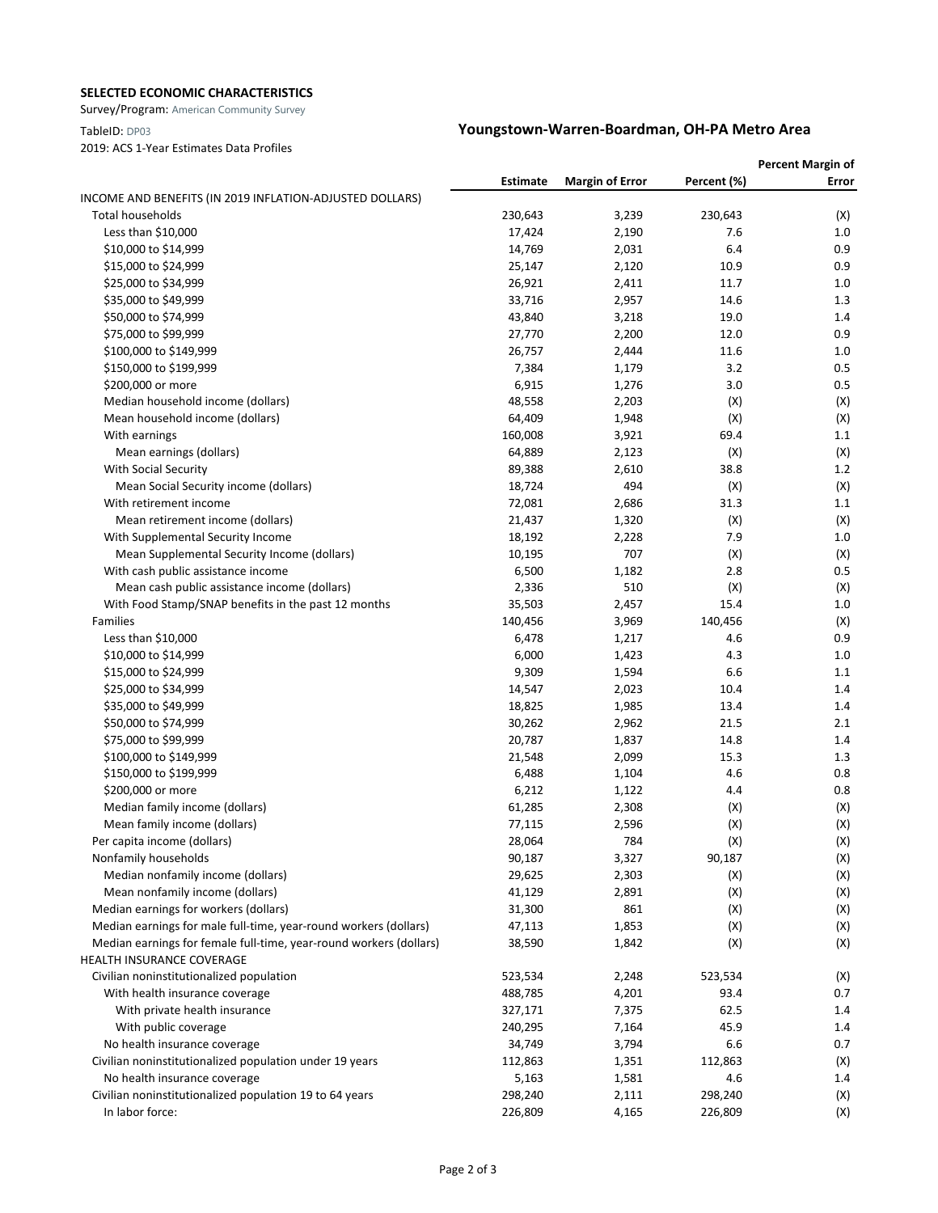**SELECTED ECONOMIC CHARACTERISTICS**

Survey/Program: American Community Survey

TableID: DP03

2019: ACS 1-Year Estimates Data Profiles

## Youngstown-Warren-Boardman, OH-PA Metro Area

| | Estimate | Margin of Error | Percent (%) | Percent Margin of Error |
|---|---|---|---|---|
| INCOME AND BENEFITS (IN 2019 INFLATION-ADJUSTED DOLLARS) | | | | |
| Total households | 230,643 | 3,239 | 230,643 | (X) |
| Less than $10,000 | 17,424 | 2,190 | 7.6 | 1.0 |
| $10,000 to $14,999 | 14,769 | 2,031 | 6.4 | 0.9 |
| $15,000 to $24,999 | 25,147 | 2,120 | 10.9 | 0.9 |
| $25,000 to $34,999 | 26,921 | 2,411 | 11.7 | 1.0 |
| $35,000 to $49,999 | 33,716 | 2,957 | 14.6 | 1.3 |
| $50,000 to $74,999 | 43,840 | 3,218 | 19.0 | 1.4 |
| $75,000 to $99,999 | 27,770 | 2,200 | 12.0 | 0.9 |
| $100,000 to $149,999 | 26,757 | 2,444 | 11.6 | 1.0 |
| $150,000 to $199,999 | 7,384 | 1,179 | 3.2 | 0.5 |
| $200,000 or more | 6,915 | 1,276 | 3.0 | 0.5 |
| Median household income (dollars) | 48,558 | 2,203 | (X) | (X) |
| Mean household income (dollars) | 64,409 | 1,948 | (X) | (X) |
| With earnings | 160,008 | 3,921 | 69.4 | 1.1 |
| Mean earnings (dollars) | 64,889 | 2,123 | (X) | (X) |
| With Social Security | 89,388 | 2,610 | 38.8 | 1.2 |
| Mean Social Security income (dollars) | 18,724 | 494 | (X) | (X) |
| With retirement income | 72,081 | 2,686 | 31.3 | 1.1 |
| Mean retirement income (dollars) | 21,437 | 1,320 | (X) | (X) |
| With Supplemental Security Income | 18,192 | 2,228 | 7.9 | 1.0 |
| Mean Supplemental Security Income (dollars) | 10,195 | 707 | (X) | (X) |
| With cash public assistance income | 6,500 | 1,182 | 2.8 | 0.5 |
| Mean cash public assistance income (dollars) | 2,336 | 510 | (X) | (X) |
| With Food Stamp/SNAP benefits in the past 12 months | 35,503 | 2,457 | 15.4 | 1.0 |
| Families | 140,456 | 3,969 | 140,456 | (X) |
| Less than $10,000 | 6,478 | 1,217 | 4.6 | 0.9 |
| $10,000 to $14,999 | 6,000 | 1,423 | 4.3 | 1.0 |
| $15,000 to $24,999 | 9,309 | 1,594 | 6.6 | 1.1 |
| $25,000 to $34,999 | 14,547 | 2,023 | 10.4 | 1.4 |
| $35,000 to $49,999 | 18,825 | 1,985 | 13.4 | 1.4 |
| $50,000 to $74,999 | 30,262 | 2,962 | 21.5 | 2.1 |
| $75,000 to $99,999 | 20,787 | 1,837 | 14.8 | 1.4 |
| $100,000 to $149,999 | 21,548 | 2,099 | 15.3 | 1.3 |
| $150,000 to $199,999 | 6,488 | 1,104 | 4.6 | 0.8 |
| $200,000 or more | 6,212 | 1,122 | 4.4 | 0.8 |
| Median family income (dollars) | 61,285 | 2,308 | (X) | (X) |
| Mean family income (dollars) | 77,115 | 2,596 | (X) | (X) |
| Per capita income (dollars) | 28,064 | 784 | (X) | (X) |
| Nonfamily households | 90,187 | 3,327 | 90,187 | (X) |
| Median nonfamily income (dollars) | 29,625 | 2,303 | (X) | (X) |
| Mean nonfamily income (dollars) | 41,129 | 2,891 | (X) | (X) |
| Median earnings for workers (dollars) | 31,300 | 861 | (X) | (X) |
| Median earnings for male full-time, year-round workers (dollars) | 47,113 | 1,853 | (X) | (X) |
| Median earnings for female full-time, year-round workers (dollars) | 38,590 | 1,842 | (X) | (X) |
| HEALTH INSURANCE COVERAGE | | | | |
| Civilian noninstitutionalized population | 523,534 | 2,248 | 523,534 | (X) |
| With health insurance coverage | 488,785 | 4,201 | 93.4 | 0.7 |
| With private health insurance | 327,171 | 7,375 | 62.5 | 1.4 |
| With public coverage | 240,295 | 7,164 | 45.9 | 1.4 |
| No health insurance coverage | 34,749 | 3,794 | 6.6 | 0.7 |
| Civilian noninstitutionalized population under 19 years | 112,863 | 1,351 | 112,863 | (X) |
| No health insurance coverage | 5,163 | 1,581 | 4.6 | 1.4 |
| Civilian noninstitutionalized population 19 to 64 years | 298,240 | 2,111 | 298,240 | (X) |
| In labor force: | 226,809 | 4,165 | 226,809 | (X) |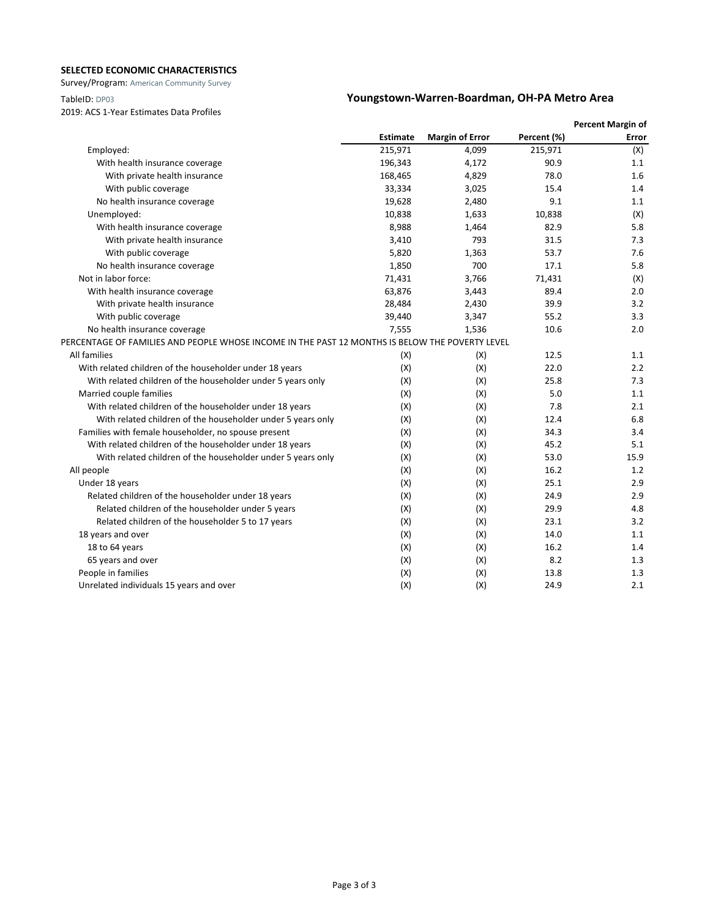**SELECTED ECONOMIC CHARACTERISTICS**

Survey/Program: American Community Survey

TableID: DP03

2019: ACS 1-Year Estimates Data Profiles

## Youngstown-Warren-Boardman, OH-PA Metro Area

| | Estimate | Margin of Error | Percent (%) | Percent Margin of Error |
|---|---|---|---|---|
| Employed: | 215,971 | 4,099 | 215,971 | (X) |
| With health insurance coverage | 196,343 | 4,172 | 90.9 | 1.1 |
| With private health insurance | 168,465 | 4,829 | 78.0 | 1.6 |
| With public coverage | 33,334 | 3,025 | 15.4 | 1.4 |
| No health insurance coverage | 19,628 | 2,480 | 9.1 | 1.1 |
| Unemployed: | 10,838 | 1,633 | 10,838 | (X) |
| With health insurance coverage | 8,988 | 1,464 | 82.9 | 5.8 |
| With private health insurance | 3,410 | 793 | 31.5 | 7.3 |
| With public coverage | 5,820 | 1,363 | 53.7 | 7.6 |
| No health insurance coverage | 1,850 | 700 | 17.1 | 5.8 |
| Not in labor force: | 71,431 | 3,766 | 71,431 | (X) |
| With health insurance coverage | 63,876 | 3,443 | 89.4 | 2.0 |
| With private health insurance | 28,484 | 2,430 | 39.9 | 3.2 |
| With public coverage | 39,440 | 3,347 | 55.2 | 3.3 |
| No health insurance coverage | 7,555 | 1,536 | 10.6 | 2.0 |
| PERCENTAGE OF FAMILIES AND PEOPLE WHOSE INCOME IN THE PAST 12 MONTHS IS BELOW THE POVERTY LEVEL | | | | |
| All families | (X) | (X) | 12.5 | 1.1 |
| With related children of the householder under 18 years | (X) | (X) | 22.0 | 2.2 |
| With related children of the householder under 5 years only | (X) | (X) | 25.8 | 7.3 |
| Married couple families | (X) | (X) | 5.0 | 1.1 |
| With related children of the householder under 18 years | (X) | (X) | 7.8 | 2.1 |
| With related children of the householder under 5 years only | (X) | (X) | 12.4 | 6.8 |
| Families with female householder, no spouse present | (X) | (X) | 34.3 | 3.4 |
| With related children of the householder under 18 years | (X) | (X) | 45.2 | 5.1 |
| With related children of the householder under 5 years only | (X) | (X) | 53.0 | 15.9 |
| All people | (X) | (X) | 16.2 | 1.2 |
| Under 18 years | (X) | (X) | 25.1 | 2.9 |
| Related children of the householder under 18 years | (X) | (X) | 24.9 | 2.9 |
| Related children of the householder under 5 years | (X) | (X) | 29.9 | 4.8 |
| Related children of the householder 5 to 17 years | (X) | (X) | 23.1 | 3.2 |
| 18 years and over | (X) | (X) | 14.0 | 1.1 |
| 18 to 64 years | (X) | (X) | 16.2 | 1.4 |
| 65 years and over | (X) | (X) | 8.2 | 1.3 |
| People in families | (X) | (X) | 13.8 | 1.3 |
| Unrelated individuals 15 years and over | (X) | (X) | 24.9 | 2.1 |